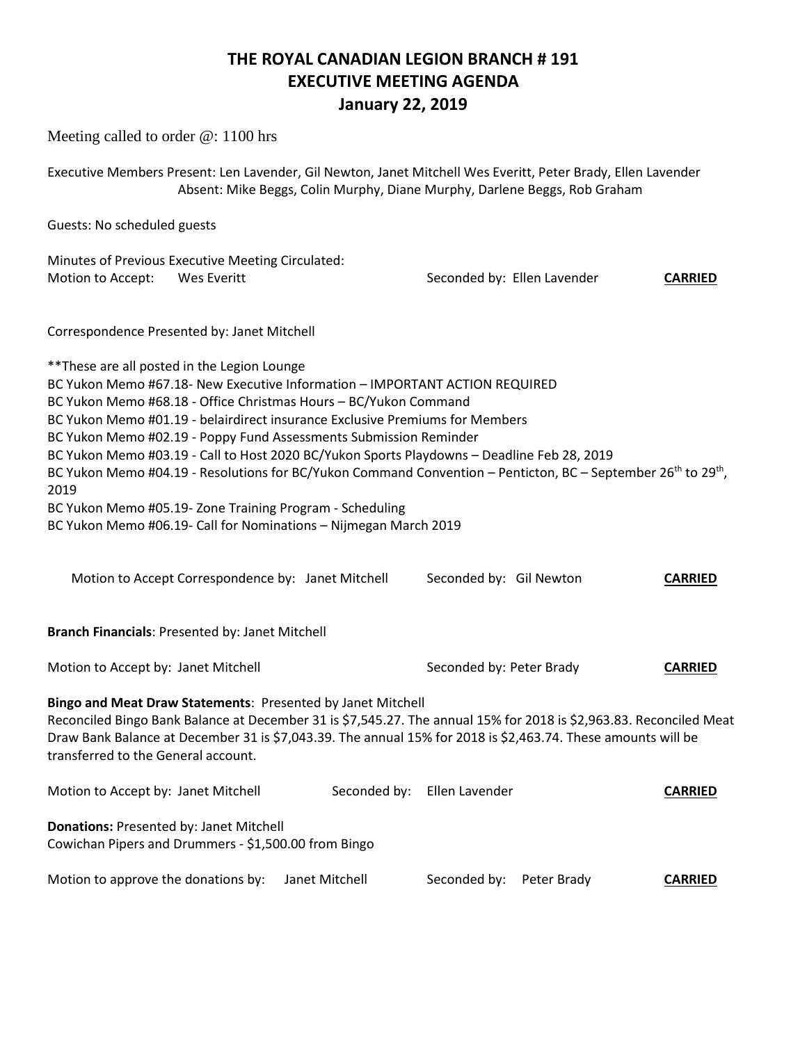# THE ROYAL CANADIAN LEGION BRANCH # 191
# EXECUTIVE MEETING AGENDA
# January 22, 2019

Meeting called to order @: 1100 hrs

Executive Members Present: Len Lavender, Gil Newton, Janet Mitchell Wes Everitt, Peter Brady, Ellen Lavender
Absent: Mike Beggs, Colin Murphy, Diane Murphy, Darlene Beggs, Rob Graham

Guests: No scheduled guests

Minutes of Previous Executive Meeting Circulated:
Motion to Accept: Wes Everitt — Seconded by: Ellen Lavender — **CARRIED**

Correspondence Presented by: Janet Mitchell

**These are all posted in the Legion Lounge
BC Yukon Memo #67.18- New Executive Information – IMPORTANT ACTION REQUIRED
BC Yukon Memo #68.18 - Office Christmas Hours – BC/Yukon Command
BC Yukon Memo #01.19 - belairdirect insurance Exclusive Premiums for Members
BC Yukon Memo #02.19 - Poppy Fund Assessments Submission Reminder
BC Yukon Memo #03.19 - Call to Host 2020 BC/Yukon Sports Playdowns – Deadline Feb 28, 2019
BC Yukon Memo #04.19 - Resolutions for BC/Yukon Command Convention – Penticton, BC – September 26th to 29th, 2019
BC Yukon Memo #05.19- Zone Training Program - Scheduling
BC Yukon Memo #06.19- Call for Nominations – Nijmegan March 2019

Motion to Accept Correspondence by: Janet Mitchell — Seconded by: Gil Newton — **CARRIED**

**Branch Financials**: Presented by: Janet Mitchell

Motion to Accept by: Janet Mitchell — Seconded by: Peter Brady — **CARRIED**

**Bingo and Meat Draw Statements**: Presented by Janet Mitchell
Reconciled Bingo Bank Balance at December 31 is $7,545.27. The annual 15% for 2018 is $2,963.83. Reconciled Meat Draw Bank Balance at December 31 is $7,043.39. The annual 15% for 2018 is $2,463.74. These amounts will be transferred to the General account.

Motion to Accept by: Janet Mitchell — Seconded by: Ellen Lavender — **CARRIED**

**Donations:** Presented by: Janet Mitchell
Cowichan Pipers and Drummers - $1,500.00 from Bingo

Motion to approve the donations by: Janet Mitchell — Seconded by: Peter Brady — **CARRIED**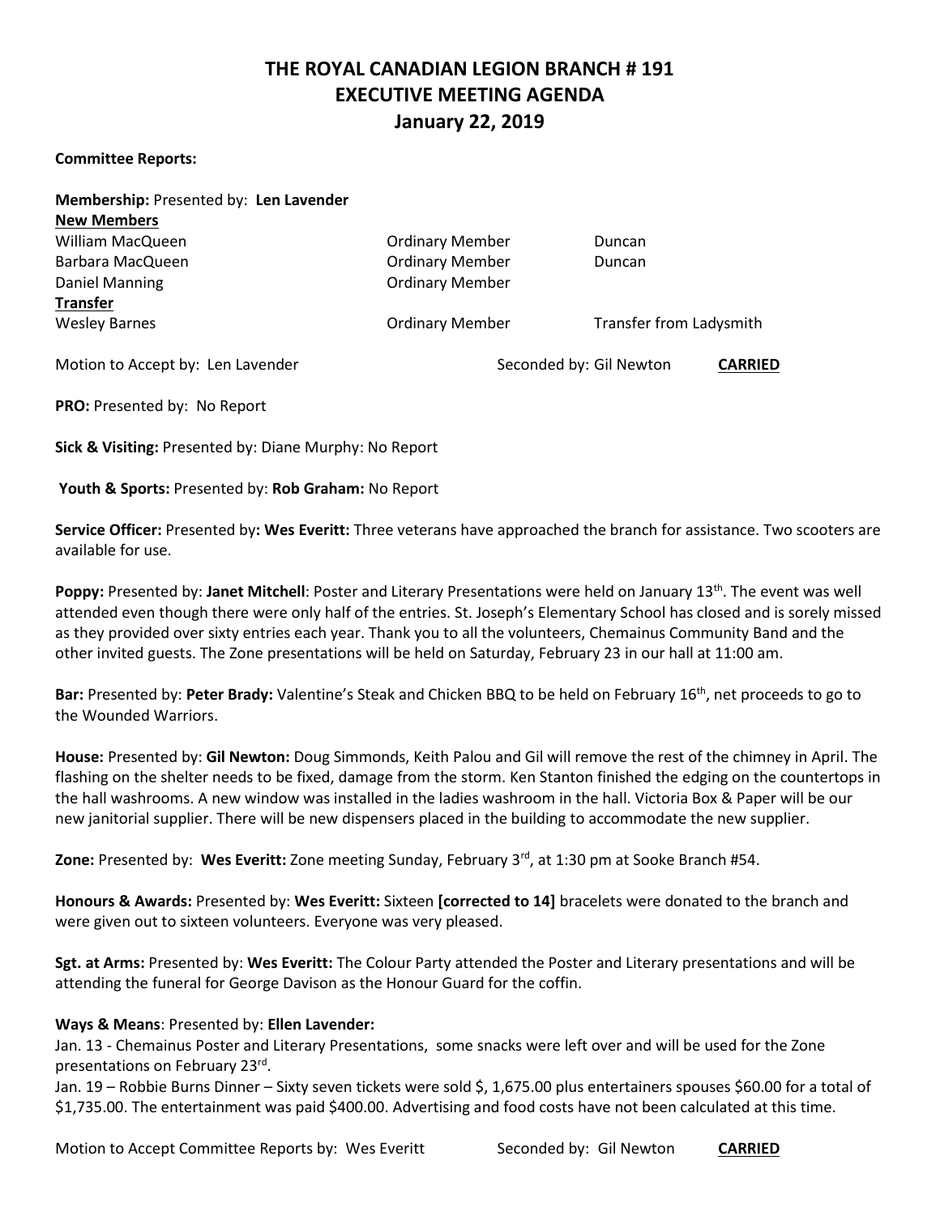# THE ROYAL CANADIAN LEGION BRANCH # 191
## EXECUTIVE MEETING AGENDA
## January 22, 2019

**Committee Reports:**

**Membership:** Presented by: **Len Lavender**

**New Members**

| | | |
|---|---|---|
| William MacQueen | Ordinary Member | Duncan |
| Barbara MacQueen | Ordinary Member | Duncan |
| Daniel Manning | Ordinary Member | |

**Transfer**

| | | |
|---|---|---|
| Wesley Barnes | Ordinary Member | Transfer from Ladysmith |

Motion to Accept by: Len Lavender Seconded by: Gil Newton **CARRIED**

**PRO:** Presented by: No Report

**Sick & Visiting:** Presented by: Diane Murphy: No Report

**Youth & Sports:** Presented by: **Rob Graham:** No Report

**Service Officer:** Presented by**: Wes Everitt:** Three veterans have approached the branch for assistance. Two scooters are available for use.

**Poppy:** Presented by: **Janet Mitchell**: Poster and Literary Presentations were held on January 13th. The event was well attended even though there were only half of the entries. St. Joseph's Elementary School has closed and is sorely missed as they provided over sixty entries each year. Thank you to all the volunteers, Chemainus Community Band and the other invited guests. The Zone presentations will be held on Saturday, February 23 in our hall at 11:00 am.

**Bar:** Presented by: **Peter Brady:** Valentine's Steak and Chicken BBQ to be held on February 16th, net proceeds to go to the Wounded Warriors.

**House:** Presented by: **Gil Newton:** Doug Simmonds, Keith Palou and Gil will remove the rest of the chimney in April. The flashing on the shelter needs to be fixed, damage from the storm. Ken Stanton finished the edging on the countertops in the hall washrooms. A new window was installed in the ladies washroom in the hall. Victoria Box & Paper will be our new janitorial supplier. There will be new dispensers placed in the building to accommodate the new supplier.

**Zone:** Presented by: **Wes Everitt:** Zone meeting Sunday, February 3rd, at 1:30 pm at Sooke Branch #54.

**Honours & Awards:** Presented by: **Wes Everitt:** Sixteen **[corrected to 14]** bracelets were donated to the branch and were given out to sixteen volunteers. Everyone was very pleased.

**Sgt. at Arms:** Presented by: **Wes Everitt:** The Colour Party attended the Poster and Literary presentations and will be attending the funeral for George Davison as the Honour Guard for the coffin.

**Ways & Means**: Presented by: **Ellen Lavender:**

Jan. 13 - Chemainus Poster and Literary Presentations, some snacks were left over and will be used for the Zone presentations on February 23rd.

Jan. 19 – Robbie Burns Dinner – Sixty seven tickets were sold $, 1,675.00 plus entertainers spouses $60.00 for a total of $1,735.00. The entertainment was paid $400.00. Advertising and food costs have not been calculated at this time.

Motion to Accept Committee Reports by: Wes Everitt Seconded by: Gil Newton **CARRIED**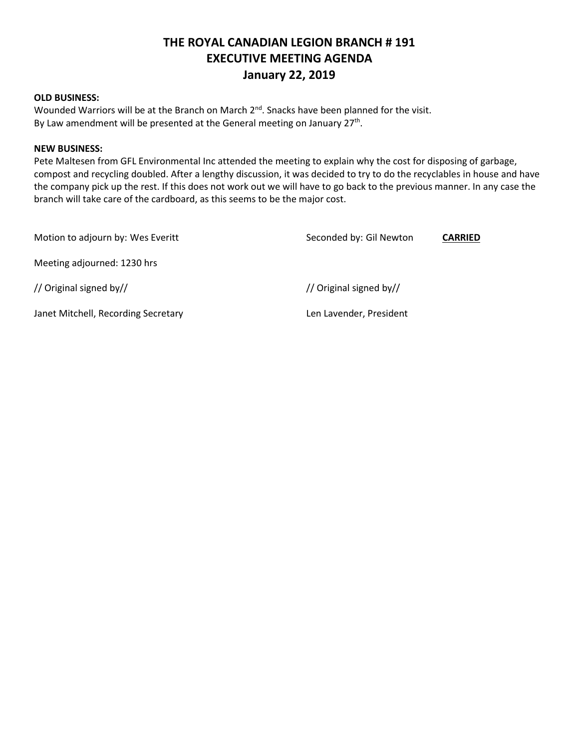# THE ROYAL CANADIAN LEGION BRANCH # 191
# EXECUTIVE MEETING AGENDA
# January 22, 2019

**OLD BUSINESS:**

Wounded Warriors will be at the Branch on March 2nd. Snacks have been planned for the visit.
By Law amendment will be presented at the General meeting on January 27th.

**NEW BUSINESS:**

Pete Maltesen from GFL Environmental Inc attended the meeting to explain why the cost for disposing of garbage, compost and recycling doubled. After a lengthy discussion, it was decided to try to do the recyclables in house and have the company pick up the rest. If this does not work out we will have to go back to the previous manner. In any case the branch will take care of the cardboard, as this seems to be the major cost.

Motion to adjourn by: Wes Everitt Seconded by: Gil Newton **CARRIED**

Meeting adjourned: 1230 hrs

// Original signed by// // Original signed by//

Janet Mitchell, Recording Secretary Len Lavender, President